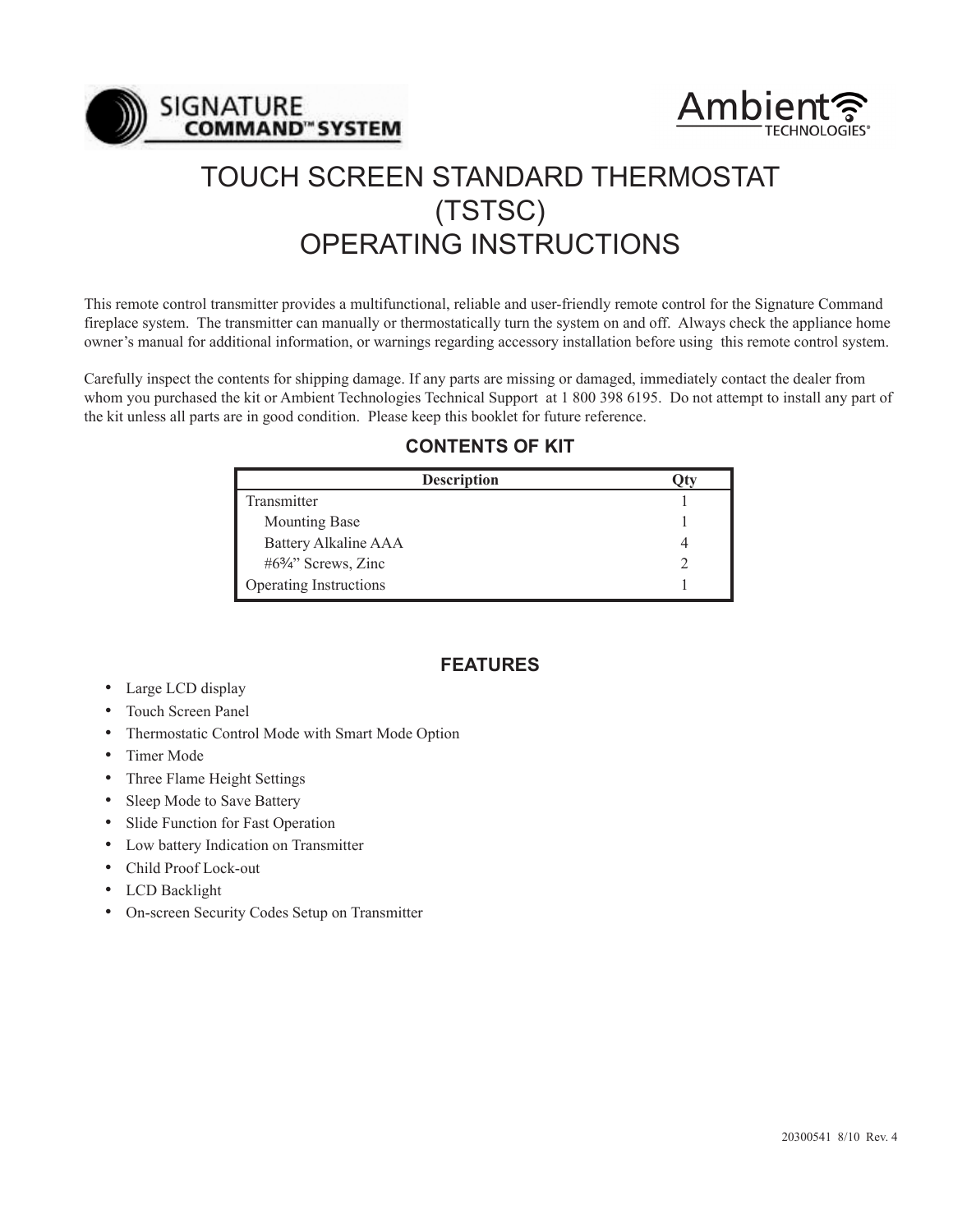SIGNATURE COMMAND™ SYSTEM

Ambient TECHNOLOGIES®

# TOUCH SCREEN STANDARD THERMOSTAT (TSTSC) OPERATING INSTRUCTIONS

This remote control transmitter provides a multifunctional, reliable and user-friendly remote control for the Signature Command fireplace system. The transmitter can manually or thermostatically turn the system on and off. Always check the appliance home owner's manual for additional information, or warnings regarding accessory installation before using this remote control system.

Carefully inspect the contents for shipping damage. If any parts are missing or damaged, immediately contact the dealer from whom you purchased the kit or Ambient Technologies Technical Support at 1 800 398 6195. Do not attempt to install any part of the kit unless all parts are in good condition. Please keep this booklet for future reference.

## CONTENTS OF KIT

| Description | Qty |
|---|---|
| Transmitter | 1 |
| Mounting Base | 1 |
| Battery Alkaline AAA | 4 |
| #6¾" Screws, Zinc | 2 |
| Operating Instructions | 1 |

## FEATURES

- Large LCD display
- Touch Screen Panel
- Thermostatic Control Mode with Smart Mode Option
- Timer Mode
- Three Flame Height Settings
- Sleep Mode to Save Battery
- Slide Function for Fast Operation
- Low battery Indication on Transmitter
- Child Proof Lock-out
- LCD Backlight
- On-screen Security Codes Setup on Transmitter

20300541 8/10 Rev. 4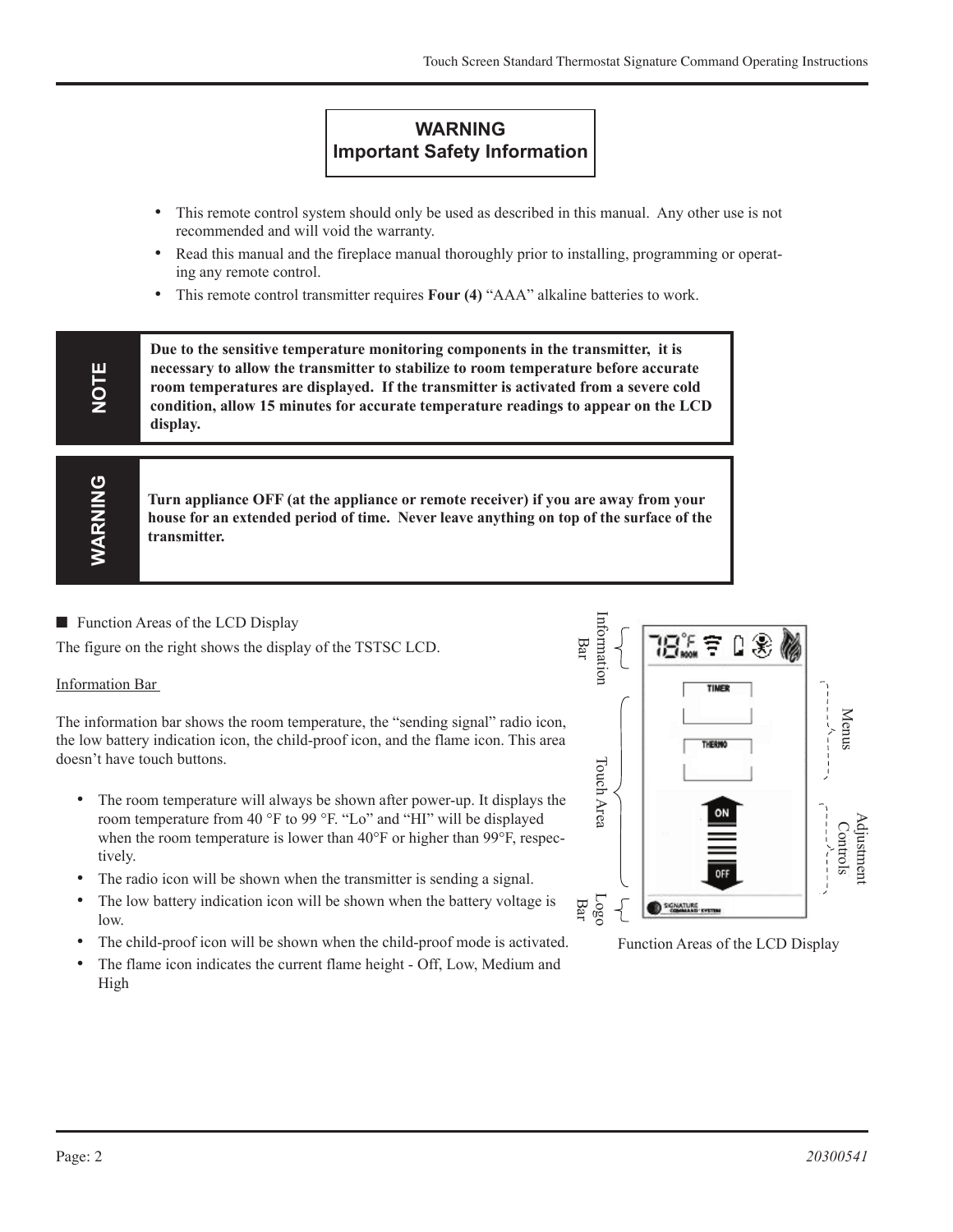**WARNING**
**Important Safety Information**

- This remote control system should only be used as described in this manual. Any other use is not recommended and will void the warranty.
- Read this manual and the fireplace manual thoroughly prior to installing, programming or operating any remote control.
- This remote control transmitter requires **Four (4)** "AAA" alkaline batteries to work.

**NOTE**

**Due to the sensitive temperature monitoring components in the transmitter, it is necessary to allow the transmitter to stabilize to room temperature before accurate room temperatures are displayed. If the transmitter is activated from a severe cold condition, allow 15 minutes for accurate temperature readings to appear on the LCD display.**

**WARNING**

**Turn appliance OFF (at the appliance or remote receiver) if you are away from your house for an extended period of time. Never leave anything on top of the surface of the transmitter.**

## ■ Function Areas of the LCD Display

The figure on the right shows the display of the TSTSC LCD.

Information Bar

The information bar shows the room temperature, the "sending signal" radio icon, the low battery indication icon, the child-proof icon, and the flame icon. This area doesn't have touch buttons.

- The room temperature will always be shown after power-up. It displays the room temperature from 40 °F to 99 °F. "Lo" and "HI" will be displayed when the room temperature is lower than 40°F or higher than 99°F, respectively.
- The radio icon will be shown when the transmitter is sending a signal.
- The low battery indication icon will be shown when the battery voltage is low.
- The child-proof icon will be shown when the child-proof mode is activated.
- The flame icon indicates the current flame height - Off, Low, Medium and High

Information Bar · Touch Area · Logo Bar · Menus · Adjustment Controls · TIMER · THERMO · ON · OFF · 78°F ROOM

Function Areas of the LCD Display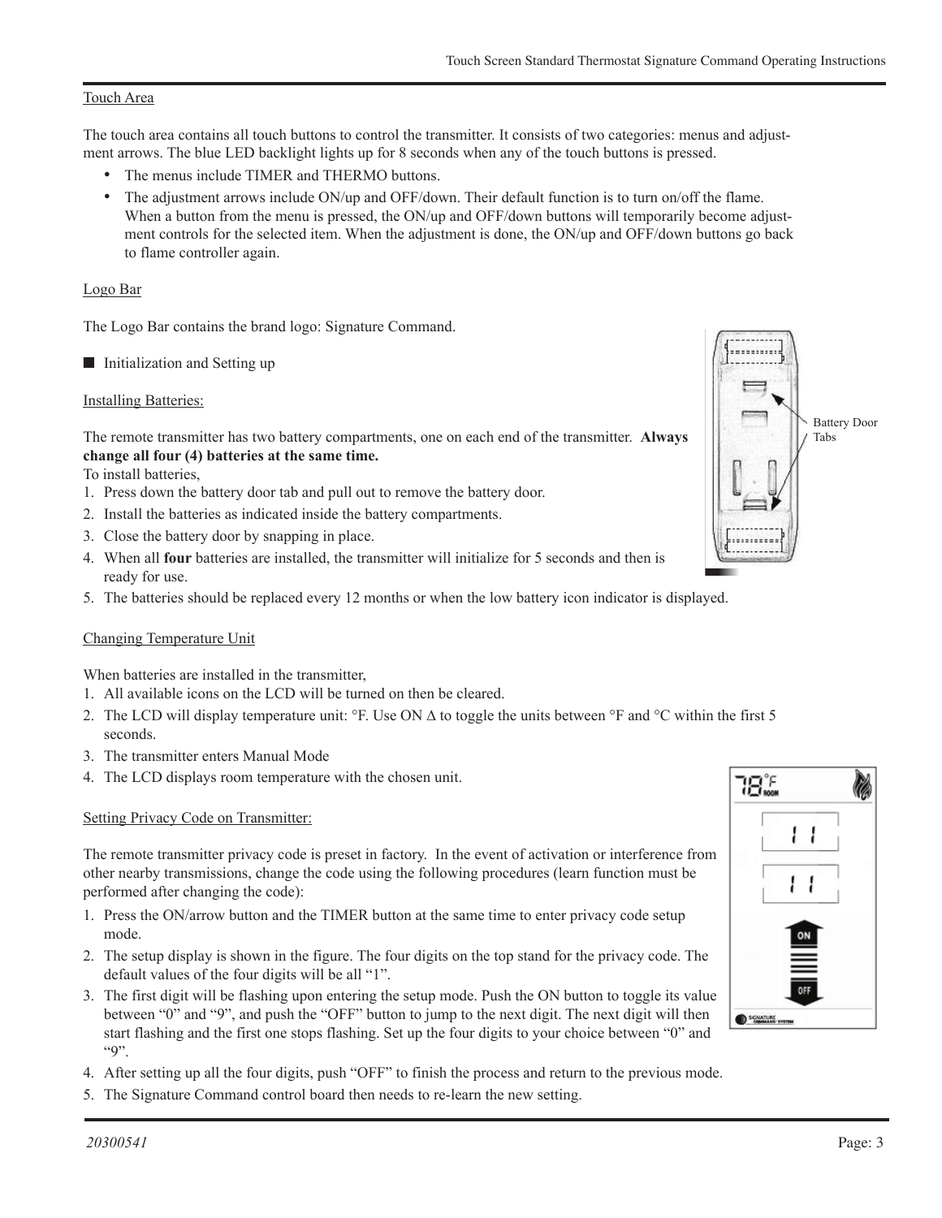Touch Area

The touch area contains all touch buttons to control the transmitter. It consists of two categories: menus and adjustment arrows. The blue LED backlight lights up for 8 seconds when any of the touch buttons is pressed.

- The menus include TIMER and THERMO buttons.
- The adjustment arrows include ON/up and OFF/down. Their default function is to turn on/off the flame. When a button from the menu is pressed, the ON/up and OFF/down buttons will temporarily become adjustment controls for the selected item. When the adjustment is done, the ON/up and OFF/down buttons go back to flame controller again.

Logo Bar

The Logo Bar contains the brand logo: Signature Command.

## ■ Initialization and Setting up

Installing Batteries:

Battery Door Tabs

The remote transmitter has two battery compartments, one on each end of the transmitter. **Always change all four (4) batteries at the same time.**

To install batteries,

1. Press down the battery door tab and pull out to remove the battery door.
2. Install the batteries as indicated inside the battery compartments.
3. Close the battery door by snapping in place.
4. When all **four** batteries are installed, the transmitter will initialize for 5 seconds and then is ready for use.
5. The batteries should be replaced every 12 months or when the low battery icon indicator is displayed.

Changing Temperature Unit

When batteries are installed in the transmitter,

1. All available icons on the LCD will be turned on then be cleared.
2. The LCD will display temperature unit: °F. Use ON Δ to toggle the units between °F and °C within the first 5 seconds.
3. The transmitter enters Manual Mode
4. The LCD displays room temperature with the chosen unit.

Setting Privacy Code on Transmitter:

The remote transmitter privacy code is preset in factory. In the event of activation or interference from other nearby transmissions, change the code using the following procedures (learn function must be performed after changing the code):

1. Press the ON/arrow button and the TIMER button at the same time to enter privacy code setup mode.
2. The setup display is shown in the figure. The four digits on the top stand for the privacy code. The default values of the four digits will be all "1".
3. The first digit will be flashing upon entering the setup mode. Push the ON button to toggle its value between "0" and "9", and push the "OFF" button to jump to the next digit. The next digit will then start flashing and the first one stops flashing. Set up the four digits to your choice between "0" and "9".
4. After setting up all the four digits, push "OFF" to finish the process and return to the previous mode.
5. The Signature Command control board then needs to re-learn the new setting.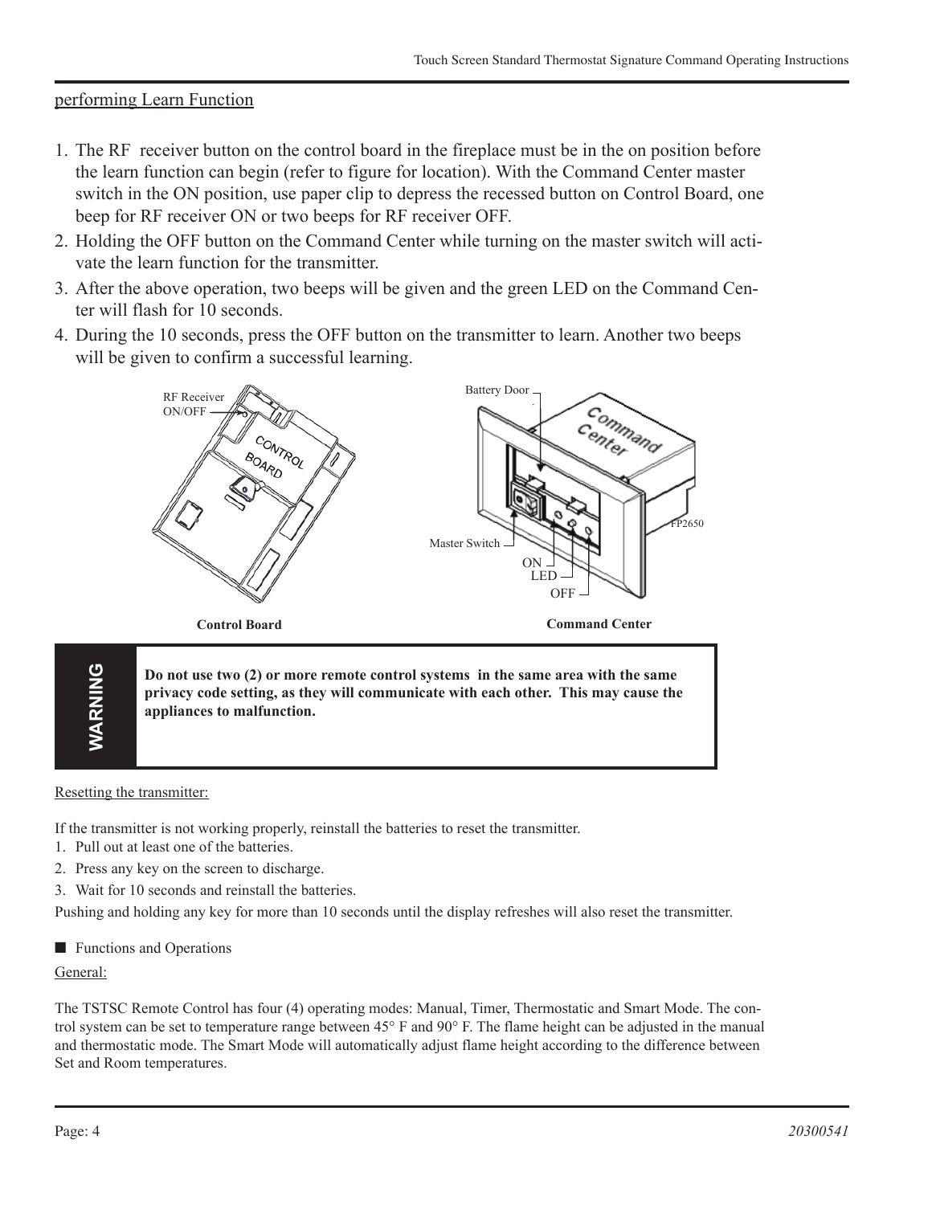performing Learn Function

1. The RF receiver button on the control board in the fireplace must be in the on position before the learn function can begin (refer to figure for location). With the Command Center master switch in the ON position, use paper clip to depress the recessed button on Control Board, one beep for RF receiver ON or two beeps for RF receiver OFF.
2. Holding the OFF button on the Command Center while turning on the master switch will activate the learn function for the transmitter.
3. After the above operation, two beeps will be given and the green LED on the Command Center will flash for 10 seconds.
4. During the 10 seconds, press the OFF button on the transmitter to learn. Another two beeps will be given to confirm a successful learning.

RF Receiver ON/OFF

Control Board

Battery Door

Master Switch

ON

LED

OFF

FP2650

Command Center

**WARNING**

**Do not use two (2) or more remote control systems in the same area with the same privacy code setting, as they will communicate with each other. This may cause the appliances to malfunction.**

Resetting the transmitter:

If the transmitter is not working properly, reinstall the batteries to reset the transmitter.

1. Pull out at least one of the batteries.
2. Press any key on the screen to discharge.
3. Wait for 10 seconds and reinstall the batteries.

Pushing and holding any key for more than 10 seconds until the display refreshes will also reset the transmitter.

## ■ Functions and Operations

General:

The TSTSC Remote Control has four (4) operating modes: Manual, Timer, Thermostatic and Smart Mode. The control system can be set to temperature range between 45° F and 90° F. The flame height can be adjusted in the manual and thermostatic mode. The Smart Mode will automatically adjust flame height according to the difference between Set and Room temperatures.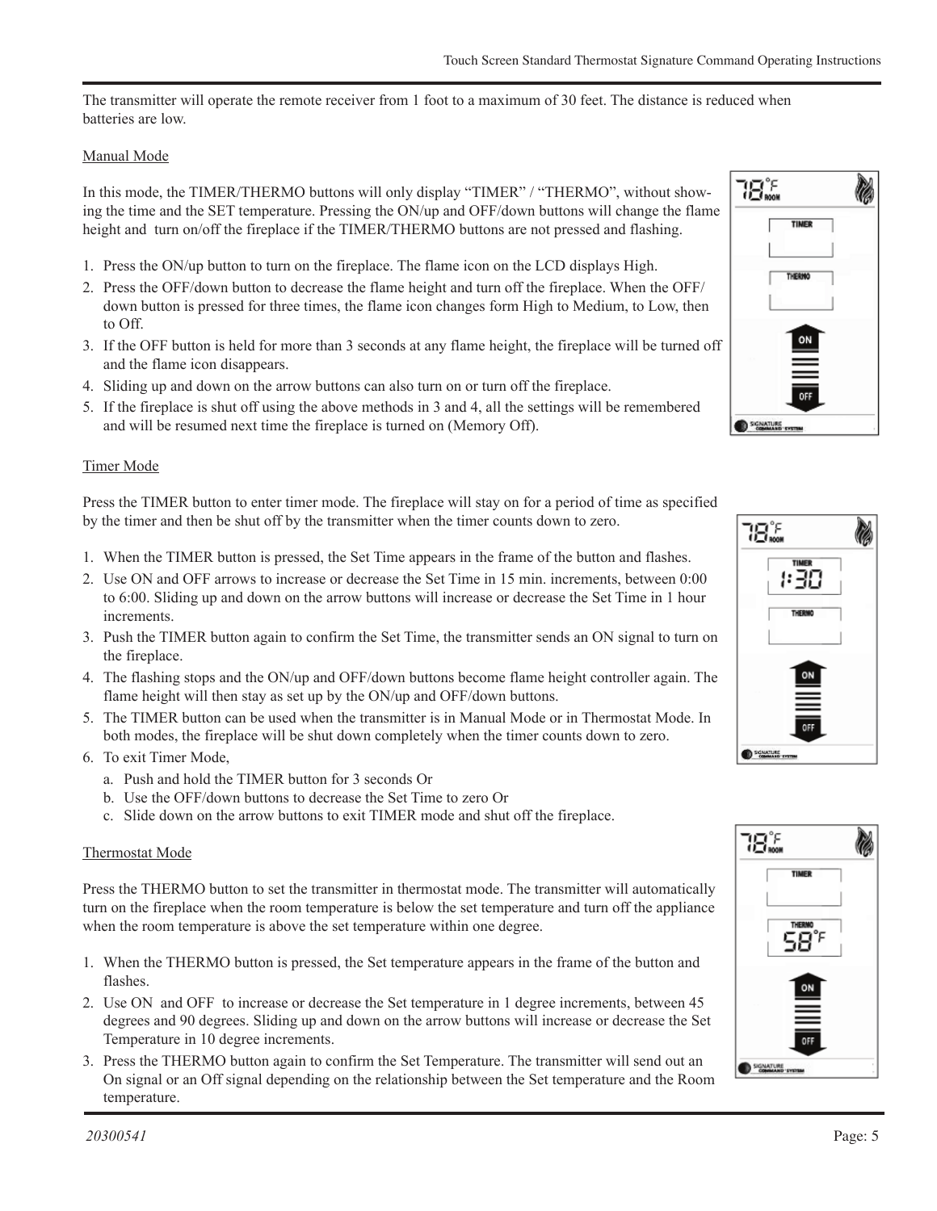The transmitter will operate the remote receiver from 1 foot to a maximum of 30 feet. The distance is reduced when batteries are low.

## Manual Mode

In this mode, the TIMER/THERMO buttons will only display "TIMER" / "THERMO", without showing the time and the SET temperature. Pressing the ON/up and OFF/down buttons will change the flame height and turn on/off the fireplace if the TIMER/THERMO buttons are not pressed and flashing.

1. Press the ON/up button to turn on the fireplace. The flame icon on the LCD displays High.
2. Press the OFF/down button to decrease the flame height and turn off the fireplace. When the OFF/down button is pressed for three times, the flame icon changes form High to Medium, to Low, then to Off.
3. If the OFF button is held for more than 3 seconds at any flame height, the fireplace will be turned off and the flame icon disappears.
4. Sliding up and down on the arrow buttons can also turn on or turn off the fireplace.
5. If the fireplace is shut off using the above methods in 3 and 4, all the settings will be remembered and will be resumed next time the fireplace is turned on (Memory Off).

## Timer Mode

Press the TIMER button to enter timer mode. The fireplace will stay on for a period of time as specified by the timer and then be shut off by the transmitter when the timer counts down to zero.

1. When the TIMER button is pressed, the Set Time appears in the frame of the button and flashes.
2. Use ON and OFF arrows to increase or decrease the Set Time in 15 min. increments, between 0:00 to 6:00. Sliding up and down on the arrow buttons will increase or decrease the Set Time in 1 hour increments.
3. Push the TIMER button again to confirm the Set Time, the transmitter sends an ON signal to turn on the fireplace.
4. The flashing stops and the ON/up and OFF/down buttons become flame height controller again. The flame height will then stay as set up by the ON/up and OFF/down buttons.
5. The TIMER button can be used when the transmitter is in Manual Mode or in Thermostat Mode. In both modes, the fireplace will be shut down completely when the timer counts down to zero.
6. To exit Timer Mode,
   a. Push and hold the TIMER button for 3 seconds Or
   b. Use the OFF/down buttons to decrease the Set Time to zero Or
   c. Slide down on the arrow buttons to exit TIMER mode and shut off the fireplace.

## Thermostat Mode

Press the THERMO button to set the transmitter in thermostat mode. The transmitter will automatically turn on the fireplace when the room temperature is below the set temperature and turn off the appliance when the room temperature is above the set temperature within one degree.

1. When the THERMO button is pressed, the Set temperature appears in the frame of the button and flashes.
2. Use ON and OFF to increase or decrease the Set temperature in 1 degree increments, between 45 degrees and 90 degrees. Sliding up and down on the arrow buttons will increase or decrease the Set Temperature in 10 degree increments.
3. Press the THERMO button again to confirm the Set Temperature. The transmitter will send out an On signal or an Off signal depending on the relationship between the Set temperature and the Room temperature.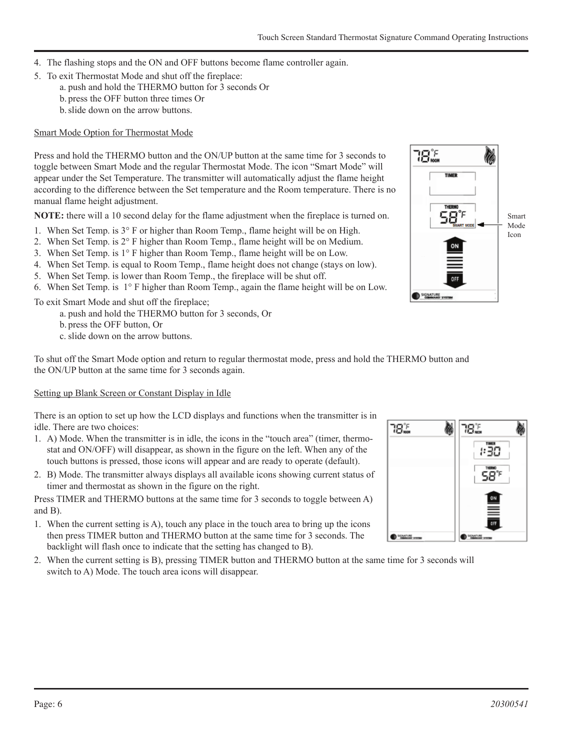4. The flashing stops and the ON and OFF buttons become flame controller again.
5. To exit Thermostat Mode and shut off the fireplace:
   a. push and hold the THERMO button for 3 seconds Or
   b. press the OFF button three times Or
   b. slide down on the arrow buttons.

Smart Mode Option for Thermostat Mode

Press and hold the THERMO button and the ON/UP button at the same time for 3 seconds to toggle between Smart Mode and the regular Thermostat Mode. The icon "Smart Mode" will appear under the Set Temperature. The transmitter will automatically adjust the flame height according to the difference between the Set temperature and the Room temperature. There is no manual flame height adjustment.

**NOTE:** there will a 10 second delay for the flame adjustment when the fireplace is turned on.

1. When Set Temp. is 3° F or higher than Room Temp., flame height will be on High.
2. When Set Temp. is 2° F higher than Room Temp., flame height will be on Medium.
3. When Set Temp. is 1° F higher than Room Temp., flame height will be on Low.
4. When Set Temp. is equal to Room Temp., flame height does not change (stays on low).
5. When Set Temp. is lower than Room Temp., the fireplace will be shut off.
6. When Set Temp. is 1° F higher than Room Temp., again the flame height will be on Low.

Smart Mode Icon

To exit Smart Mode and shut off the fireplace;
   a. push and hold the THERMO button for 3 seconds, Or
   b. press the OFF button, Or
   c. slide down on the arrow buttons.

To shut off the Smart Mode option and return to regular thermostat mode, press and hold the THERMO button and the ON/UP button at the same time for 3 seconds again.

Setting up Blank Screen or Constant Display in Idle

There is an option to set up how the LCD displays and functions when the transmitter is in idle. There are two choices:

1. A) Mode. When the transmitter is in idle, the icons in the "touch area" (timer, thermostat and ON/OFF) will disappear, as shown in the figure on the left. When any of the touch buttons is pressed, those icons will appear and are ready to operate (default).
2. B) Mode. The transmitter always displays all available icons showing current status of timer and thermostat as shown in the figure on the right.

Press TIMER and THERMO buttons at the same time for 3 seconds to toggle between A) and B).

1. When the current setting is A), touch any place in the touch area to bring up the icons then press TIMER button and THERMO button at the same time for 3 seconds. The backlight will flash once to indicate that the setting has changed to B).
2. When the current setting is B), pressing TIMER button and THERMO button at the same time for 3 seconds will switch to A) Mode. The touch area icons will disappear.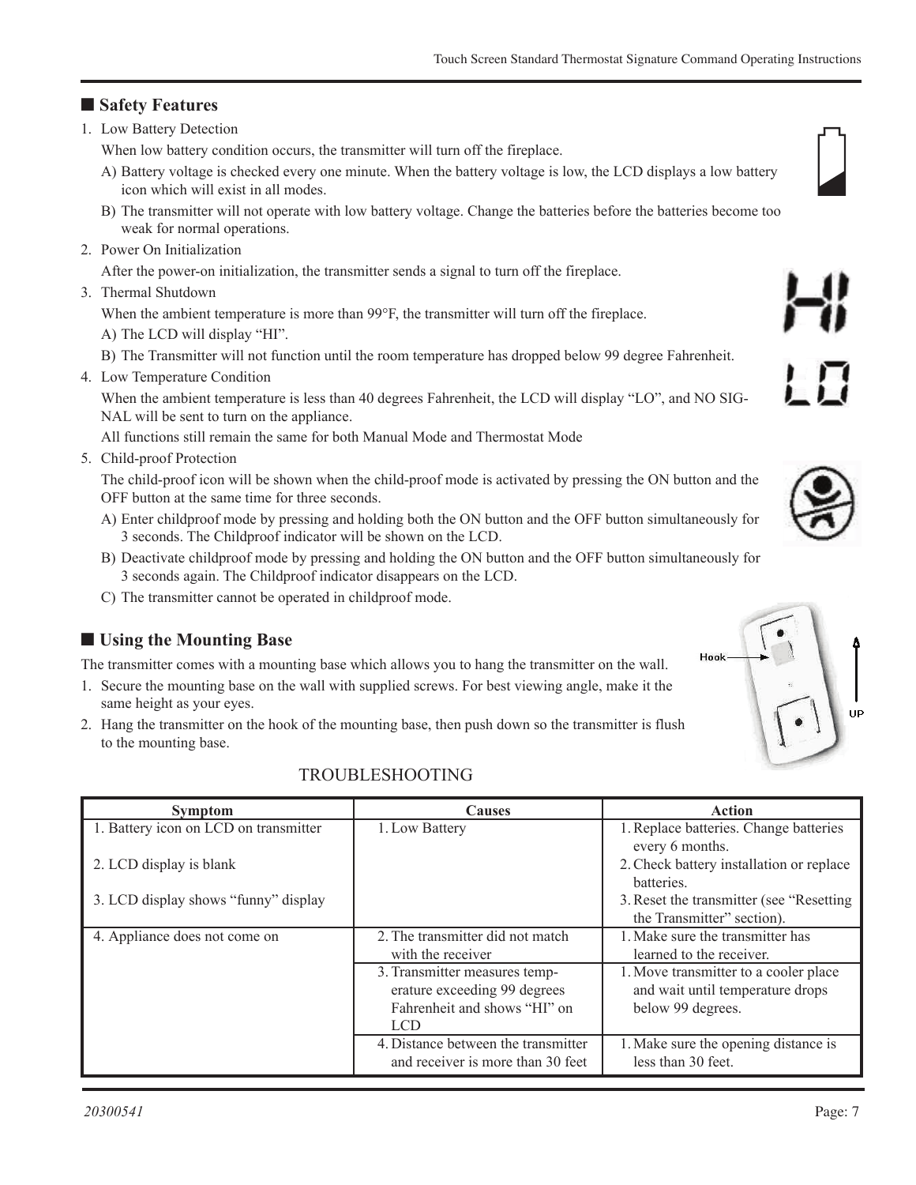## ■ Safety Features

1. Low Battery Detection

   When low battery condition occurs, the transmitter will turn off the fireplace.

   A) Battery voltage is checked every one minute. When the battery voltage is low, the LCD displays a low battery icon which will exist in all modes.

   B) The transmitter will not operate with low battery voltage. Change the batteries before the batteries become too weak for normal operations.

2. Power On Initialization

   After the power-on initialization, the transmitter sends a signal to turn off the fireplace.

3. Thermal Shutdown

   When the ambient temperature is more than 99°F, the transmitter will turn off the fireplace.

   A) The LCD will display "HI".

   B) The Transmitter will not function until the room temperature has dropped below 99 degree Fahrenheit.

4. Low Temperature Condition

   When the ambient temperature is less than 40 degrees Fahrenheit, the LCD will display "LO", and NO SIGNAL will be sent to turn on the appliance.

   All functions still remain the same for both Manual Mode and Thermostat Mode

5. Child-proof Protection

   The child-proof icon will be shown when the child-proof mode is activated by pressing the ON button and the OFF button at the same time for three seconds.

   A) Enter childproof mode by pressing and holding both the ON button and the OFF button simultaneously for 3 seconds. The Childproof indicator will be shown on the LCD.

   B) Deactivate childproof mode by pressing and holding the ON button and the OFF button simultaneously for 3 seconds again. The Childproof indicator disappears on the LCD.

   C) The transmitter cannot be operated in childproof mode.

## ■ Using the Mounting Base

The transmitter comes with a mounting base which allows you to hang the transmitter on the wall.

1. Secure the mounting base on the wall with supplied screws. For best viewing angle, make it the same height as your eyes.
2. Hang the transmitter on the hook of the mounting base, then push down so the transmitter is flush to the mounting base.

Hook

UP

## TROUBLESHOOTING

| Symptom | Causes | Action |
|---|---|---|
| 1. Battery icon on LCD on transmitter<br><br>2. LCD display is blank<br><br>3. LCD display shows "funny" display | 1. Low Battery | 1. Replace batteries. Change batteries every 6 months.<br>2. Check battery installation or replace batteries.<br>3. Reset the transmitter (see "Resetting the Transmitter" section). |
| 4. Appliance does not come on | 2. The transmitter did not match with the receiver | 1. Make sure the transmitter has learned to the receiver. |
| | 3. Transmitter measures temperature exceeding 99 degrees Fahrenheit and shows "HI" on LCD | 1. Move transmitter to a cooler place and wait until temperature drops below 99 degrees. |
| | 4. Distance between the transmitter and receiver is more than 30 feet | 1. Make sure the opening distance is less than 30 feet. |

*20300541*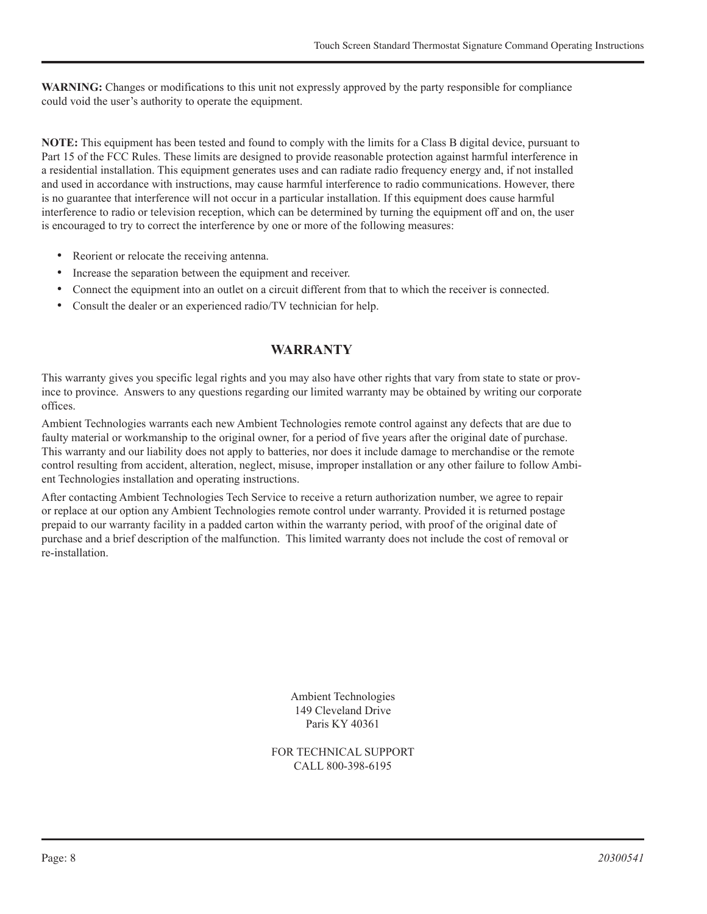**WARNING:** Changes or modifications to this unit not expressly approved by the party responsible for compliance could void the user's authority to operate the equipment.

**NOTE:** This equipment has been tested and found to comply with the limits for a Class B digital device, pursuant to Part 15 of the FCC Rules. These limits are designed to provide reasonable protection against harmful interference in a residential installation. This equipment generates uses and can radiate radio frequency energy and, if not installed and used in accordance with instructions, may cause harmful interference to radio communications. However, there is no guarantee that interference will not occur in a particular installation. If this equipment does cause harmful interference to radio or television reception, which can be determined by turning the equipment off and on, the user is encouraged to try to correct the interference by one or more of the following measures:

- Reorient or relocate the receiving antenna.
- Increase the separation between the equipment and receiver.
- Connect the equipment into an outlet on a circuit different from that to which the receiver is connected.
- Consult the dealer or an experienced radio/TV technician for help.

## WARRANTY

This warranty gives you specific legal rights and you may also have other rights that vary from state to state or province to province. Answers to any questions regarding our limited warranty may be obtained by writing our corporate offices.

Ambient Technologies warrants each new Ambient Technologies remote control against any defects that are due to faulty material or workmanship to the original owner, for a period of five years after the original date of purchase. This warranty and our liability does not apply to batteries, nor does it include damage to merchandise or the remote control resulting from accident, alteration, neglect, misuse, improper installation or any other failure to follow Ambient Technologies installation and operating instructions.

After contacting Ambient Technologies Tech Service to receive a return authorization number, we agree to repair or replace at our option any Ambient Technologies remote control under warranty. Provided it is returned postage prepaid to our warranty facility in a padded carton within the warranty period, with proof of the original date of purchase and a brief description of the malfunction. This limited warranty does not include the cost of removal or re-installation.

Ambient Technologies
149 Cleveland Drive
Paris KY 40361

FOR TECHNICAL SUPPORT
CALL 800-398-6195

*20300541*